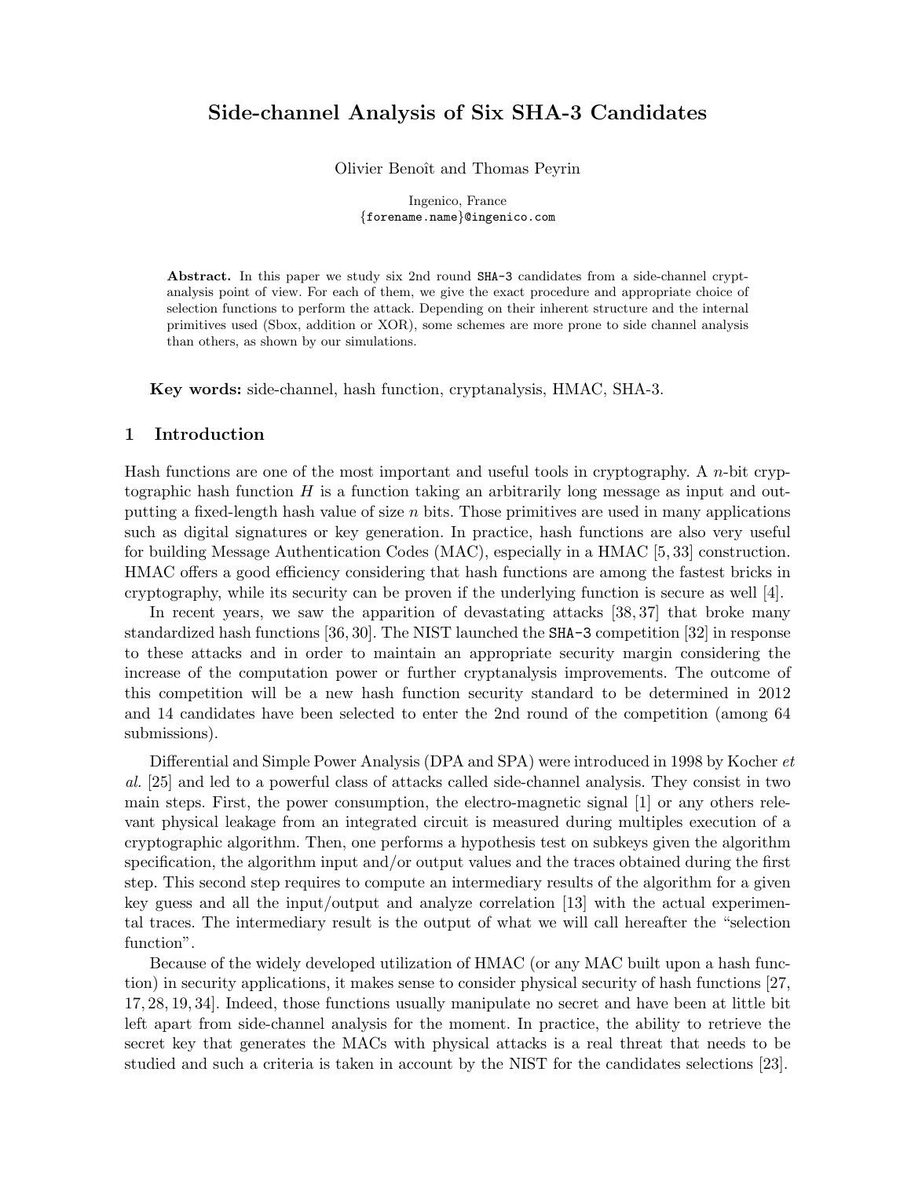# Side-channel Analysis of Six SHA-3 Candidates

Olivier Benoît and Thomas Peyrin

Ingenico, France
{forename.name}@ingenico.com

**Abstract.** In this paper we study six 2nd round SHA-3 candidates from a side-channel cryptanalysis point of view. For each of them, we give the exact procedure and appropriate choice of selection functions to perform the attack. Depending on their inherent structure and the internal primitives used (Sbox, addition or XOR), some schemes are more prone to side channel analysis than others, as shown by our simulations.

**Key words:** side-channel, hash function, cryptanalysis, HMAC, SHA-3.

## 1 Introduction

Hash functions are one of the most important and useful tools in cryptography. A $n$-bit cryptographic hash function $H$ is a function taking an arbitrarily long message as input and outputting a fixed-length hash value of size $n$ bits. Those primitives are used in many applications such as digital signatures or key generation. In practice, hash functions are also very useful for building Message Authentication Codes (MAC), especially in a HMAC [5, 33] construction. HMAC offers a good efficiency considering that hash functions are among the fastest bricks in cryptography, while its security can be proven if the underlying function is secure as well [4].

In recent years, we saw the apparition of devastating attacks [38, 37] that broke many standardized hash functions [36, 30]. The NIST launched the SHA-3 competition [32] in response to these attacks and in order to maintain an appropriate security margin considering the increase of the computation power or further cryptanalysis improvements. The outcome of this competition will be a new hash function security standard to be determined in 2012 and 14 candidates have been selected to enter the 2nd round of the competition (among 64 submissions).

Differential and Simple Power Analysis (DPA and SPA) were introduced in 1998 by Kocher *et al.* [25] and led to a powerful class of attacks called side-channel analysis. They consist in two main steps. First, the power consumption, the electro-magnetic signal [1] or any others relevant physical leakage from an integrated circuit is measured during multiples execution of a cryptographic algorithm. Then, one performs a hypothesis test on subkeys given the algorithm specification, the algorithm input and/or output values and the traces obtained during the first step. This second step requires to compute an intermediary results of the algorithm for a given key guess and all the input/output and analyze correlation [13] with the actual experimental traces. The intermediary result is the output of what we will call hereafter the "selection function".

Because of the widely developed utilization of HMAC (or any MAC built upon a hash function) in security applications, it makes sense to consider physical security of hash functions [27, 17, 28, 19, 34]. Indeed, those functions usually manipulate no secret and have been at little bit left apart from side-channel analysis for the moment. In practice, the ability to retrieve the secret key that generates the MACs with physical attacks is a real threat that needs to be studied and such a criteria is taken in account by the NIST for the candidates selections [23].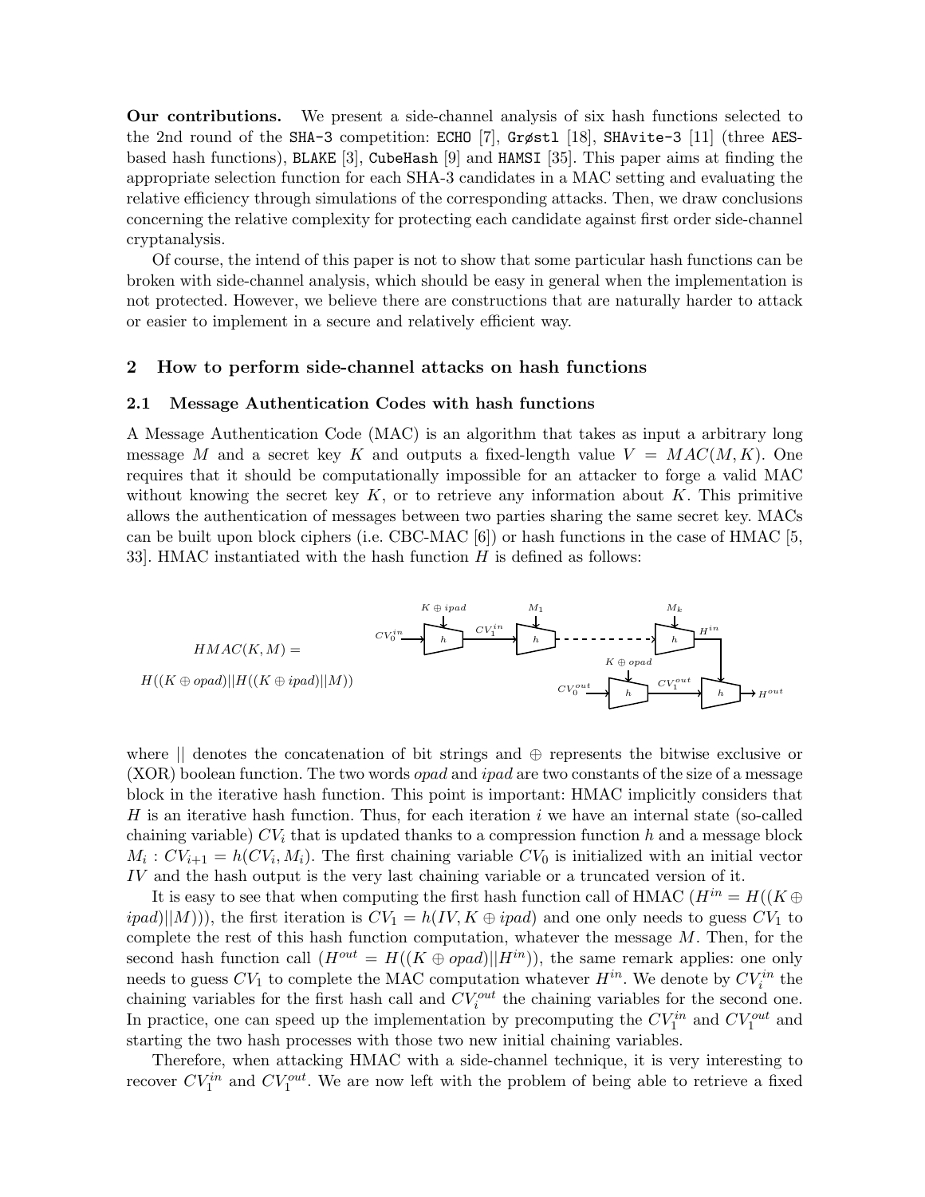**Our contributions.** We present a side-channel analysis of six hash functions selected to the 2nd round of the `SHA-3` competition: `ECHO` [7], `Grøstl` [18], `SHAvite-3` [11] (three `AES`-based hash functions), `BLAKE` [3], `CubeHash` [9] and `HAMSI` [35]. This paper aims at finding the appropriate selection function for each SHA-3 candidates in a MAC setting and evaluating the relative efficiency through simulations of the corresponding attacks. Then, we draw conclusions concerning the relative complexity for protecting each candidate against first order side-channel cryptanalysis.

Of course, the intend of this paper is not to show that some particular hash functions can be broken with side-channel analysis, which should be easy in general when the implementation is not protected. However, we believe there are constructions that are naturally harder to attack or easier to implement in a secure and relatively efficient way.

## 2 How to perform side-channel attacks on hash functions

### 2.1 Message Authentication Codes with hash functions

A Message Authentication Code (MAC) is an algorithm that takes as input a arbitrary long message $M$ and a secret key $K$ and outputs a fixed-length value $V = MAC(M, K)$. One requires that it should be computationally impossible for an attacker to forge a valid MAC without knowing the secret key $K$, or to retrieve any information about $K$. This primitive allows the authentication of messages between two parties sharing the same secret key. MACs can be built upon block ciphers (i.e. CBC-MAC [6]) or hash functions in the case of HMAC [5, 33]. HMAC instantiated with the hash function $H$ is defined as follows:

$$HMAC(K, M) =$$
$$H((K \oplus opad)||H((K \oplus ipad)||M))$$

where $||$ denotes the concatenation of bit strings and $\oplus$ represents the bitwise exclusive or (XOR) boolean function. The two words *opad* and *ipad* are two constants of the size of a message block in the iterative hash function. This point is important: HMAC implicitly considers that $H$ is an iterative hash function. Thus, for each iteration $i$ we have an internal state (so-called chaining variable) $CV_i$ that is updated thanks to a compression function $h$ and a message block $M_i$ : $CV_{i+1} = h(CV_i, M_i)$. The first chaining variable $CV_0$ is initialized with an initial vector $IV$ and the hash output is the very last chaining variable or a truncated version of it.

It is easy to see that when computing the first hash function call of HMAC ($H^{in} = H((K \oplus ipad)||M))$), the first iteration is $CV_1 = h(IV, K \oplus ipad)$ and one only needs to guess $CV_1$ to complete the rest of this hash function computation, whatever the message $M$. Then, for the second hash function call ($H^{out} = H((K \oplus opad)||H^{in})$), the same remark applies: one only needs to guess $CV_1$ to complete the MAC computation whatever $H^{in}$. We denote by $CV_i^{in}$ the chaining variables for the first hash call and $CV_i^{out}$ the chaining variables for the second one. In practice, one can speed up the implementation by precomputing the $CV_1^{in}$ and $CV_1^{out}$ and starting the two hash processes with those two new initial chaining variables.

Therefore, when attacking HMAC with a side-channel technique, it is very interesting to recover $CV_1^{in}$ and $CV_1^{out}$. We are now left with the problem of being able to retrieve a fixed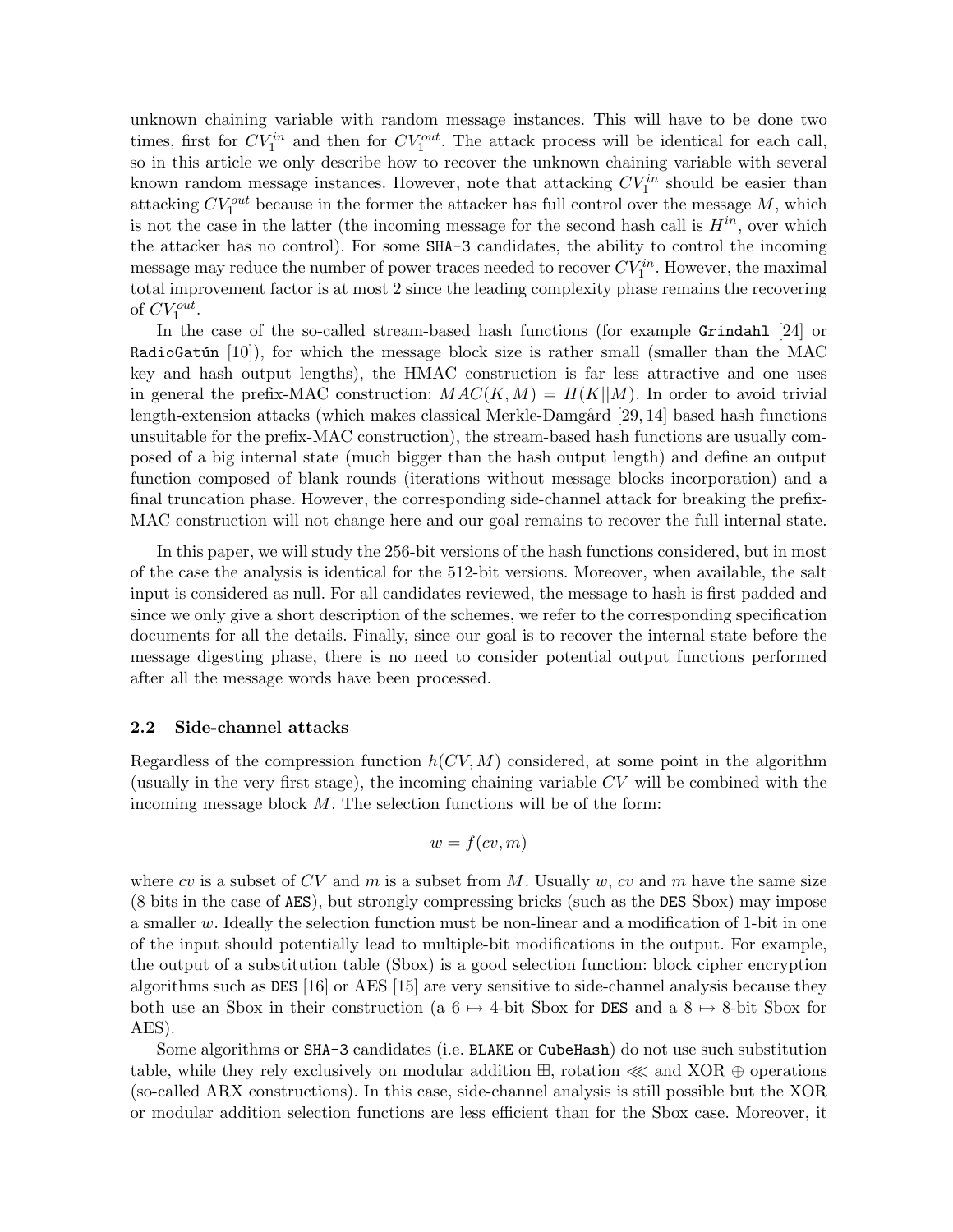unknown chaining variable with random message instances. This will have to be done two times, first for $CV_1^{in}$ and then for $CV_1^{out}$. The attack process will be identical for each call, so in this article we only describe how to recover the unknown chaining variable with several known random message instances. However, note that attacking $CV_1^{in}$ should be easier than attacking $CV_1^{out}$ because in the former the attacker has full control over the message $M$, which is not the case in the latter (the incoming message for the second hash call is $H^{in}$, over which the attacker has no control). For some SHA-3 candidates, the ability to control the incoming message may reduce the number of power traces needed to recover $CV_1^{in}$. However, the maximal total improvement factor is at most 2 since the leading complexity phase remains the recovering of $CV_1^{out}$.

In the case of the so-called stream-based hash functions (for example Grindahl [24] or RadioGatún [10]), for which the message block size is rather small (smaller than the MAC key and hash output lengths), the HMAC construction is far less attractive and one uses in general the prefix-MAC construction: $MAC(K, M) = H(K||M)$. In order to avoid trivial length-extension attacks (which makes classical Merkle-Damgård [29, 14] based hash functions unsuitable for the prefix-MAC construction), the stream-based hash functions are usually composed of a big internal state (much bigger than the hash output length) and define an output function composed of blank rounds (iterations without message blocks incorporation) and a final truncation phase. However, the corresponding side-channel attack for breaking the prefix-MAC construction will not change here and our goal remains to recover the full internal state.

In this paper, we will study the 256-bit versions of the hash functions considered, but in most of the case the analysis is identical for the 512-bit versions. Moreover, when available, the salt input is considered as null. For all candidates reviewed, the message to hash is first padded and since we only give a short description of the schemes, we refer to the corresponding specification documents for all the details. Finally, since our goal is to recover the internal state before the message digesting phase, there is no need to consider potential output functions performed after all the message words have been processed.

### 2.2 Side-channel attacks

Regardless of the compression function $h(CV, M)$ considered, at some point in the algorithm (usually in the very first stage), the incoming chaining variable $CV$ will be combined with the incoming message block $M$. The selection functions will be of the form:

$$w = f(cv, m)$$

where $cv$ is a subset of $CV$ and $m$ is a subset from $M$. Usually $w$, $cv$ and $m$ have the same size (8 bits in the case of AES), but strongly compressing bricks (such as the DES Sbox) may impose a smaller $w$. Ideally the selection function must be non-linear and a modification of 1-bit in one of the input should potentially lead to multiple-bit modifications in the output. For example, the output of a substitution table (Sbox) is a good selection function: block cipher encryption algorithms such as DES [16] or AES [15] are very sensitive to side-channel analysis because they both use an Sbox in their construction (a $6 \mapsto 4$-bit Sbox for DES and a $8 \mapsto 8$-bit Sbox for AES).

Some algorithms or SHA-3 candidates (i.e. BLAKE or CubeHash) do not use such substitution table, while they rely exclusively on modular addition $\boxplus$, rotation $\lll$ and XOR $\oplus$ operations (so-called ARX constructions). In this case, side-channel analysis is still possible but the XOR or modular addition selection functions are less efficient than for the Sbox case. Moreover, it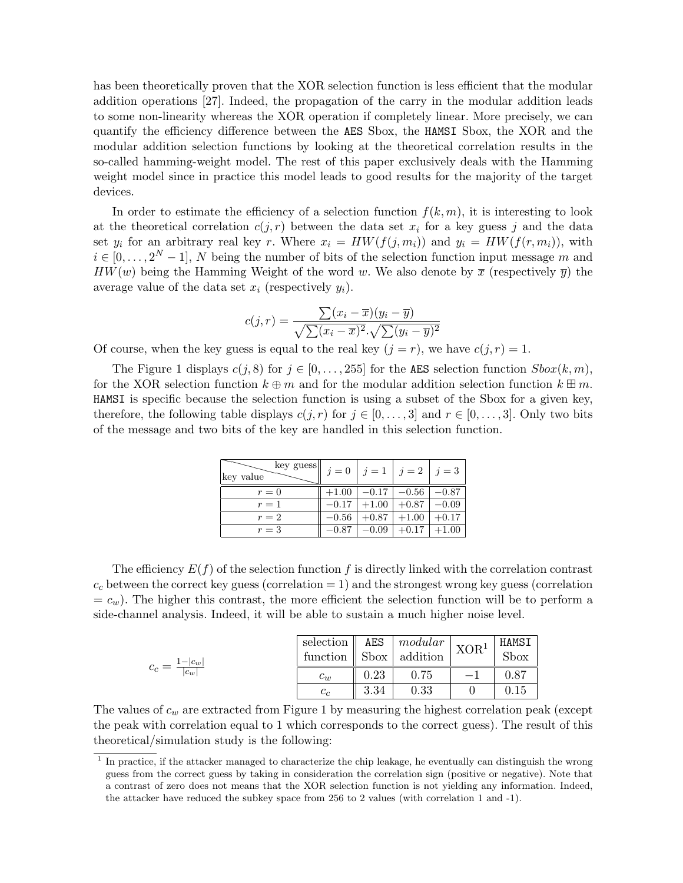has been theoretically proven that the XOR selection function is less efficient that the modular addition operations [27]. Indeed, the propagation of the carry in the modular addition leads to some non-linearity whereas the XOR operation if completely linear. More precisely, we can quantify the efficiency difference between the AES Sbox, the HAMSI Sbox, the XOR and the modular addition selection functions by looking at the theoretical correlation results in the so-called hamming-weight model. The rest of this paper exclusively deals with the Hamming weight model since in practice this model leads to good results for the majority of the target devices.

In order to estimate the efficiency of a selection function $f(k, m)$, it is interesting to look at the theoretical correlation $c(j, r)$ between the data set $x_i$ for a key guess $j$ and the data set $y_i$ for an arbitrary real key $r$. Where $x_i = HW(f(j, m_i))$ and $y_i = HW(f(r, m_i))$, with $i \in [0, \ldots, 2^N - 1]$, $N$ being the number of bits of the selection function input message $m$ and $HW(w)$ being the Hamming Weight of the word $w$. We also denote by $\overline{x}$ (respectively $\overline{y}$) the average value of the data set $x_i$ (respectively $y_i$).

$$c(j, r) = \frac{\sum (x_i - \overline{x})(y_i - \overline{y})}{\sqrt{\sum (x_i - \overline{x})^2} . \sqrt{\sum (y_i - \overline{y})^2}}$$

Of course, when the key guess is equal to the real key ($j = r$), we have $c(j, r) = 1$.

The Figure 1 displays $c(j, 8)$ for $j \in [0, \ldots, 255]$ for the AES selection function $Sbox(k, m)$, for the XOR selection function $k \oplus m$ and for the modular addition selection function $k \boxplus m$. HAMSI is specific because the selection function is using a subset of the Sbox for a given key, therefore, the following table displays $c(j, r)$ for $j \in [0, \ldots, 3]$ and $r \in [0, \ldots, 3]$. Only two bits of the message and two bits of the key are handled in this selection function.

| key value \ key guess | $j = 0$ | $j = 1$ | $j = 2$ | $j = 3$ |
|---|---|---|---|---|
| $r = 0$ | $+1.00$ | $-0.17$ | $-0.56$ | $-0.87$ |
| $r = 1$ | $-0.17$ | $+1.00$ | $+0.87$ | $-0.09$ |
| $r = 2$ | $-0.56$ | $+0.87$ | $+1.00$ | $+0.17$ |
| $r = 3$ | $-0.87$ | $-0.09$ | $+0.17$ | $+1.00$ |

The efficiency $E(f)$ of the selection function $f$ is directly linked with the correlation contrast $c_c$ between the correct key guess (correlation = 1) and the strongest wrong key guess (correlation = $c_w$). The higher this contrast, the more efficient the selection function will be to perform a side-channel analysis. Indeed, it will be able to sustain a much higher noise level.

$$c_c = \frac{1 - |c_w|}{|c_w|}$$

| selection function | AES Sbox | *modular* addition | XOR[1] | HAMSI Sbox |
|---|---|---|---|---|
| $c_w$ | 0.23 | 0.75 | $-1$ | 0.87 |
| $c_c$ | 3.34 | 0.33 | 0 | 0.15 |

The values of $c_w$ are extracted from Figure 1 by measuring the highest correlation peak (except the peak with correlation equal to 1 which corresponds to the correct guess). The result of this theoretical/simulation study is the following:

[1] In practice, if the attacker managed to characterize the chip leakage, he eventually can distinguish the wrong guess from the correct guess by taking in consideration the correlation sign (positive or negative). Note that a contrast of zero does not means that the XOR selection function is not yielding any information. Indeed, the attacker have reduced the subkey space from 256 to 2 values (with correlation 1 and -1).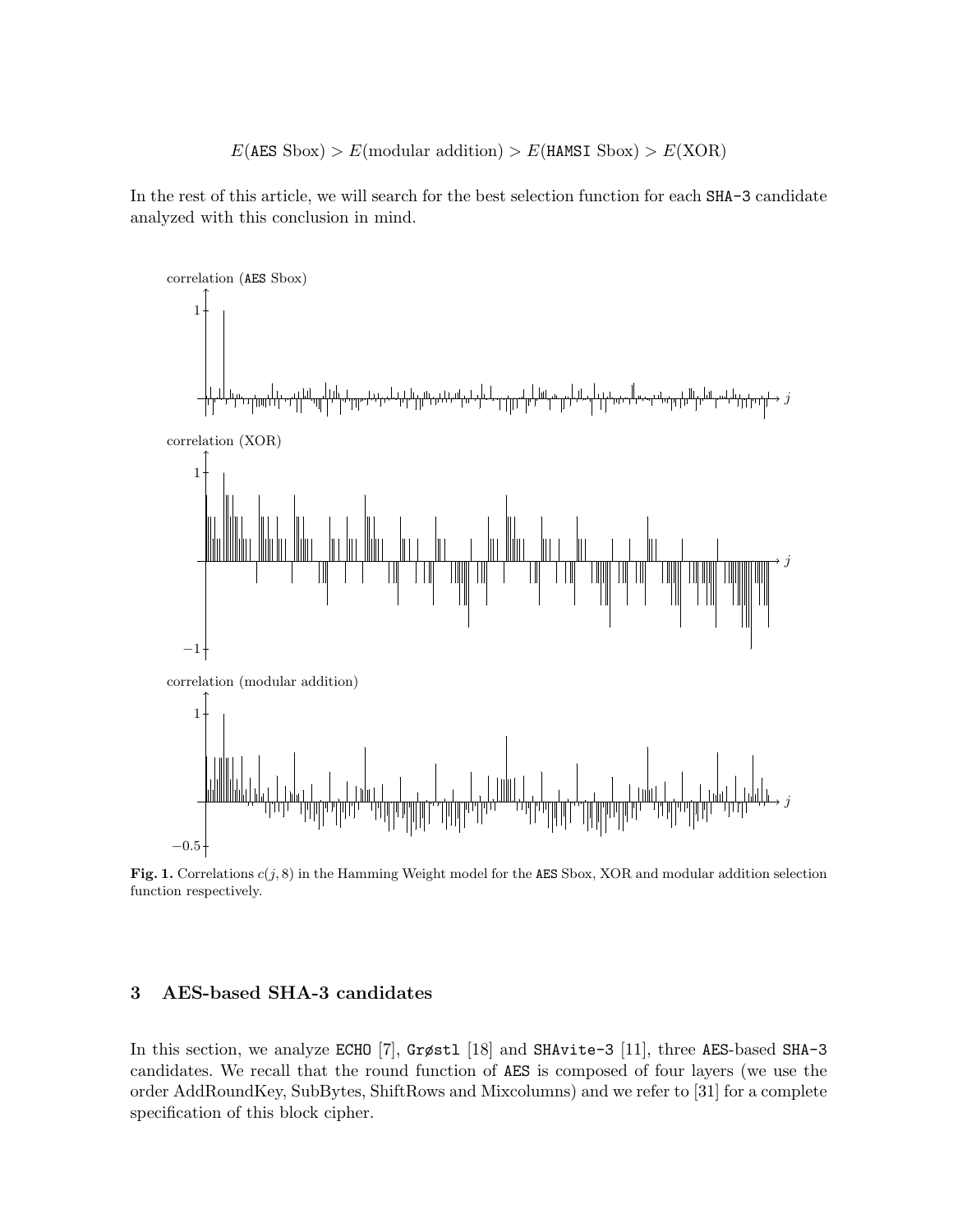$$E(\texttt{AES}\ \text{Sbox}) > E(\text{modular addition}) > E(\texttt{HAMSI}\ \text{Sbox}) > E(\text{XOR})$$

In the rest of this article, we will search for the best selection function for each SHA-3 candidate analyzed with this conclusion in mind.

**Fig. 1.** Correlations $c(j, 8)$ in the Hamming Weight model for the AES Sbox, XOR and modular addition selection function respectively.

## 3 AES-based SHA-3 candidates

In this section, we analyze ECHO [7], Grøstl [18] and SHAvite-3 [11], three AES-based SHA-3 candidates. We recall that the round function of AES is composed of four layers (we use the order AddRoundKey, SubBytes, ShiftRows and Mixcolumns) and we refer to [31] for a complete specification of this block cipher.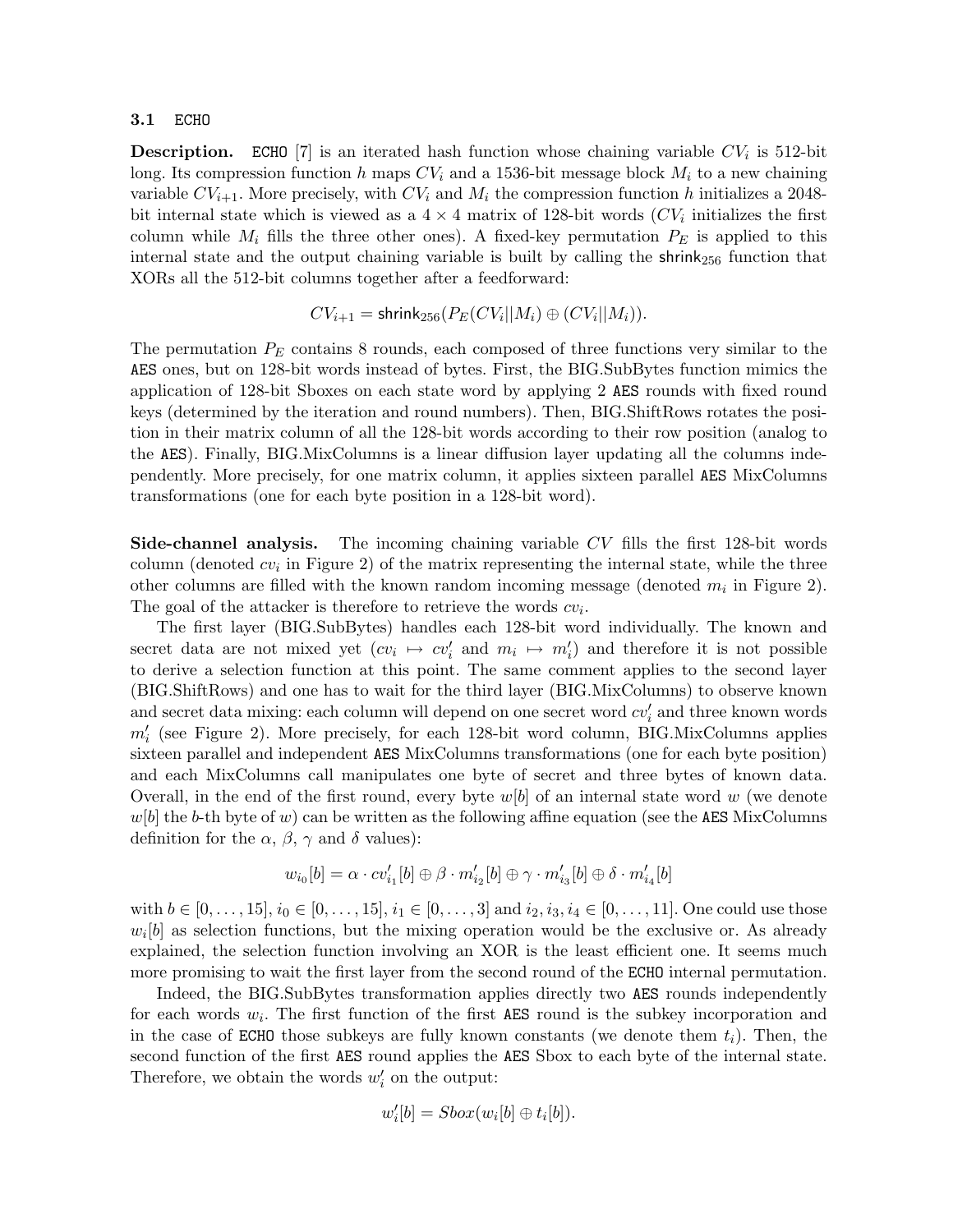### 3.1 ECHO

**Description.** ECHO [7] is an iterated hash function whose chaining variable $CV_i$ is 512-bit long. Its compression function $h$ maps $CV_i$ and a 1536-bit message block $M_i$ to a new chaining variable $CV_{i+1}$. More precisely, with $CV_i$ and $M_i$ the compression function $h$ initializes a 2048-bit internal state which is viewed as a $4 \times 4$ matrix of 128-bit words ($CV_i$ initializes the first column while $M_i$ fills the three other ones). A fixed-key permutation $P_E$ is applied to this internal state and the output chaining variable is built by calling the $\mathsf{shrink}_{256}$ function that XORs all the 512-bit columns together after a feedforward:

$$CV_{i+1} = \mathsf{shrink}_{256}(P_E(CV_i||M_i) \oplus (CV_i||M_i)).$$

The permutation $P_E$ contains 8 rounds, each composed of three functions very similar to the AES ones, but on 128-bit words instead of bytes. First, the BIG.SubBytes function mimics the application of 128-bit Sboxes on each state word by applying 2 AES rounds with fixed round keys (determined by the iteration and round numbers). Then, BIG.ShiftRows rotates the position in their matrix column of all the 128-bit words according to their row position (analog to the AES). Finally, BIG.MixColumns is a linear diffusion layer updating all the columns independently. More precisely, for one matrix column, it applies sixteen parallel AES MixColumns transformations (one for each byte position in a 128-bit word).

**Side-channel analysis.** The incoming chaining variable $CV$ fills the first 128-bit words column (denoted $cv_i$ in Figure 2) of the matrix representing the internal state, while the three other columns are filled with the known random incoming message (denoted $m_i$ in Figure 2). The goal of the attacker is therefore to retrieve the words $cv_i$.

The first layer (BIG.SubBytes) handles each 128-bit word individually. The known and secret data are not mixed yet ($cv_i \mapsto cv'_i$ and $m_i \mapsto m'_i$) and therefore it is not possible to derive a selection function at this point. The same comment applies to the second layer (BIG.ShiftRows) and one has to wait for the third layer (BIG.MixColumns) to observe known and secret data mixing: each column will depend on one secret word $cv'_i$ and three known words $m'_i$ (see Figure 2). More precisely, for each 128-bit word column, BIG.MixColumns applies sixteen parallel and independent AES MixColumns transformations (one for each byte position) and each MixColumns call manipulates one byte of secret and three bytes of known data. Overall, in the end of the first round, every byte $w[b]$ of an internal state word $w$ (we denote $w[b]$ the $b$-th byte of $w$) can be written as the following affine equation (see the AES MixColumns definition for the $\alpha$, $\beta$, $\gamma$ and $\delta$ values):

$$w_{i_0}[b] = \alpha \cdot cv'_{i_1}[b] \oplus \beta \cdot m'_{i_2}[b] \oplus \gamma \cdot m'_{i_3}[b] \oplus \delta \cdot m'_{i_4}[b]$$

with $b \in [0, \ldots, 15]$, $i_0 \in [0, \ldots, 15]$, $i_1 \in [0, \ldots, 3]$ and $i_2, i_3, i_4 \in [0, \ldots, 11]$. One could use those $w_i[b]$ as selection functions, but the mixing operation would be the exclusive or. As already explained, the selection function involving an XOR is the least efficient one. It seems much more promising to wait the first layer from the second round of the ECHO internal permutation.

Indeed, the BIG.SubBytes transformation applies directly two AES rounds independently for each words $w_i$. The first function of the first AES round is the subkey incorporation and in the case of ECHO those subkeys are fully known constants (we denote them $t_i$). Then, the second function of the first AES round applies the AES Sbox to each byte of the internal state. Therefore, we obtain the words $w'_i$ on the output:

$$w'_i[b] = Sbox(w_i[b] \oplus t_i[b]).$$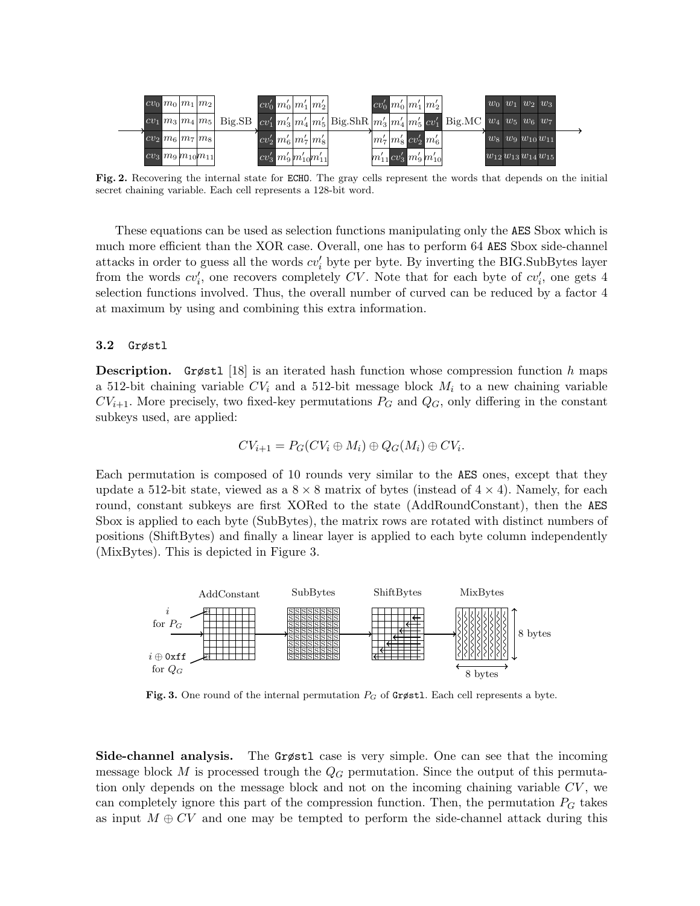Fig. 2. Recovering the internal state for ECHO. The gray cells represent the words that depends on the initial secret chaining variable. Each cell represents a 128-bit word.

These equations can be used as selection functions manipulating only the AES Sbox which is much more efficient than the XOR case. Overall, one has to perform 64 AES Sbox side-channel attacks in order to guess all the words $cv'_i$ byte per byte. By inverting the BIG.SubBytes layer from the words $cv'_i$, one recovers completely $CV$. Note that for each byte of $cv'_i$, one gets 4 selection functions involved. Thus, the overall number of curved can be reduced by a factor 4 at maximum by using and combining this extra information.

### 3.2 Grøstl

**Description.** Grøstl [18] is an iterated hash function whose compression function $h$ maps a 512-bit chaining variable $CV_i$ and a 512-bit message block $M_i$ to a new chaining variable $CV_{i+1}$. More precisely, two fixed-key permutations $P_G$ and $Q_G$, only differing in the constant subkeys used, are applied:

$$CV_{i+1} = P_G(CV_i \oplus M_i) \oplus Q_G(M_i) \oplus CV_i.$$

Each permutation is composed of 10 rounds very similar to the AES ones, except that they update a 512-bit state, viewed as a $8 \times 8$ matrix of bytes (instead of $4 \times 4$). Namely, for each round, constant subkeys are first XORed to the state (AddRoundConstant), then the AES Sbox is applied to each byte (SubBytes), the matrix rows are rotated with distinct numbers of positions (ShiftBytes) and finally a linear layer is applied to each byte column independently (MixBytes). This is depicted in Figure 3.

Fig. 3. One round of the internal permutation $P_G$ of Grøstl. Each cell represents a byte.

**Side-channel analysis.** The Grøstl case is very simple. One can see that the incoming message block $M$ is processed trough the $Q_G$ permutation. Since the output of this permutation only depends on the message block and not on the incoming chaining variable $CV$, we can completely ignore this part of the compression function. Then, the permutation $P_G$ takes as input $M \oplus CV$ and one may be tempted to perform the side-channel attack during this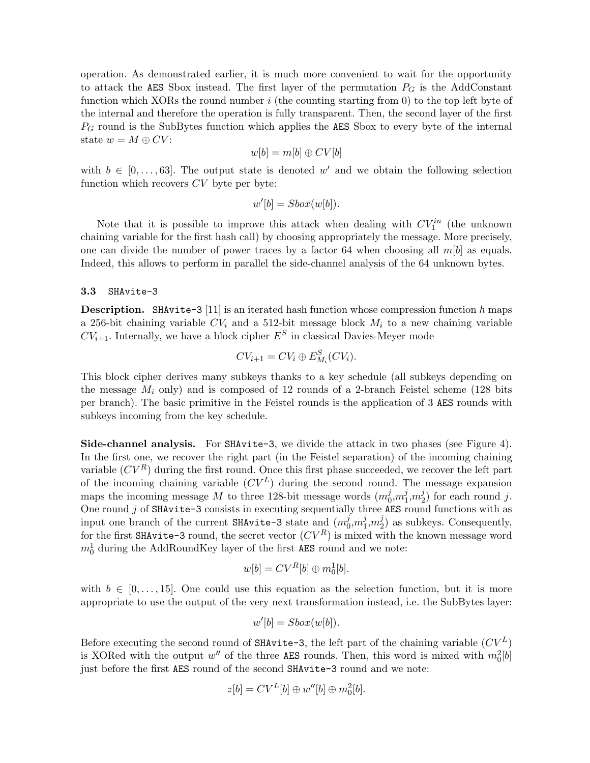operation. As demonstrated earlier, it is much more convenient to wait for the opportunity to attack the AES Sbox instead. The first layer of the permutation $P_G$ is the AddConstant function which XORs the round number $i$ (the counting starting from 0) to the top left byte of the internal and therefore the operation is fully transparent. Then, the second layer of the first $P_G$ round is the SubBytes function which applies the AES Sbox to every byte of the internal state $w = M \oplus CV$:

$$w[b] = m[b] \oplus CV[b]$$

with $b \in [0, \dots, 63]$. The output state is denoted $w'$ and we obtain the following selection function which recovers $CV$ byte per byte:

$$w'[b] = Sbox(w[b]).$$

Note that it is possible to improve this attack when dealing with $CV_1^{in}$ (the unknown chaining variable for the first hash call) by choosing appropriately the message. More precisely, one can divide the number of power traces by a factor 64 when choosing all $m[b]$ as equals. Indeed, this allows to perform in parallel the side-channel analysis of the 64 unknown bytes.

### 3.3 SHAvite-3

**Description.** SHAvite-3 [11] is an iterated hash function whose compression function $h$ maps a 256-bit chaining variable $CV_i$ and a 512-bit message block $M_i$ to a new chaining variable $CV_{i+1}$. Internally, we have a block cipher $E^S$ in classical Davies-Meyer mode

$$CV_{i+1} = CV_i \oplus E^S_{M_i}(CV_i).$$

This block cipher derives many subkeys thanks to a key schedule (all subkeys depending on the message $M_i$ only) and is composed of 12 rounds of a 2-branch Feistel scheme (128 bits per branch). The basic primitive in the Feistel rounds is the application of 3 AES rounds with subkeys incoming from the key schedule.

**Side-channel analysis.** For SHAvite-3, we divide the attack in two phases (see Figure 4). In the first one, we recover the right part (in the Feistel separation) of the incoming chaining variable ($CV^R$) during the first round. Once this first phase succeeded, we recover the left part of the incoming chaining variable ($CV^L$) during the second round. The message expansion maps the incoming message $M$ to three 128-bit message words ($m_0^j$,$m_1^j$,$m_2^j$) for each round $j$. One round $j$ of SHAvite-3 consists in executing sequentially three AES round functions with as input one branch of the current SHAvite-3 state and ($m_0^j$,$m_1^j$,$m_2^j$) as subkeys. Consequently, for the first SHAvite-3 round, the secret vector ($CV^R$) is mixed with the known message word $m_0^1$ during the AddRoundKey layer of the first AES round and we note:

$$w[b] = CV^R[b] \oplus m_0^1[b].$$

with $b \in [0, \dots, 15]$. One could use this equation as the selection function, but it is more appropriate to use the output of the very next transformation instead, i.e. the SubBytes layer:

$$w'[b] = Sbox(w[b]).$$

Before executing the second round of SHAvite-3, the left part of the chaining variable ($CV^L$) is XORed with the output $w''$ of the three AES rounds. Then, this word is mixed with $m_0^2[b]$ just before the first AES round of the second SHAvite-3 round and we note:

$$z[b] = CV^L[b] \oplus w''[b] \oplus m_0^2[b].$$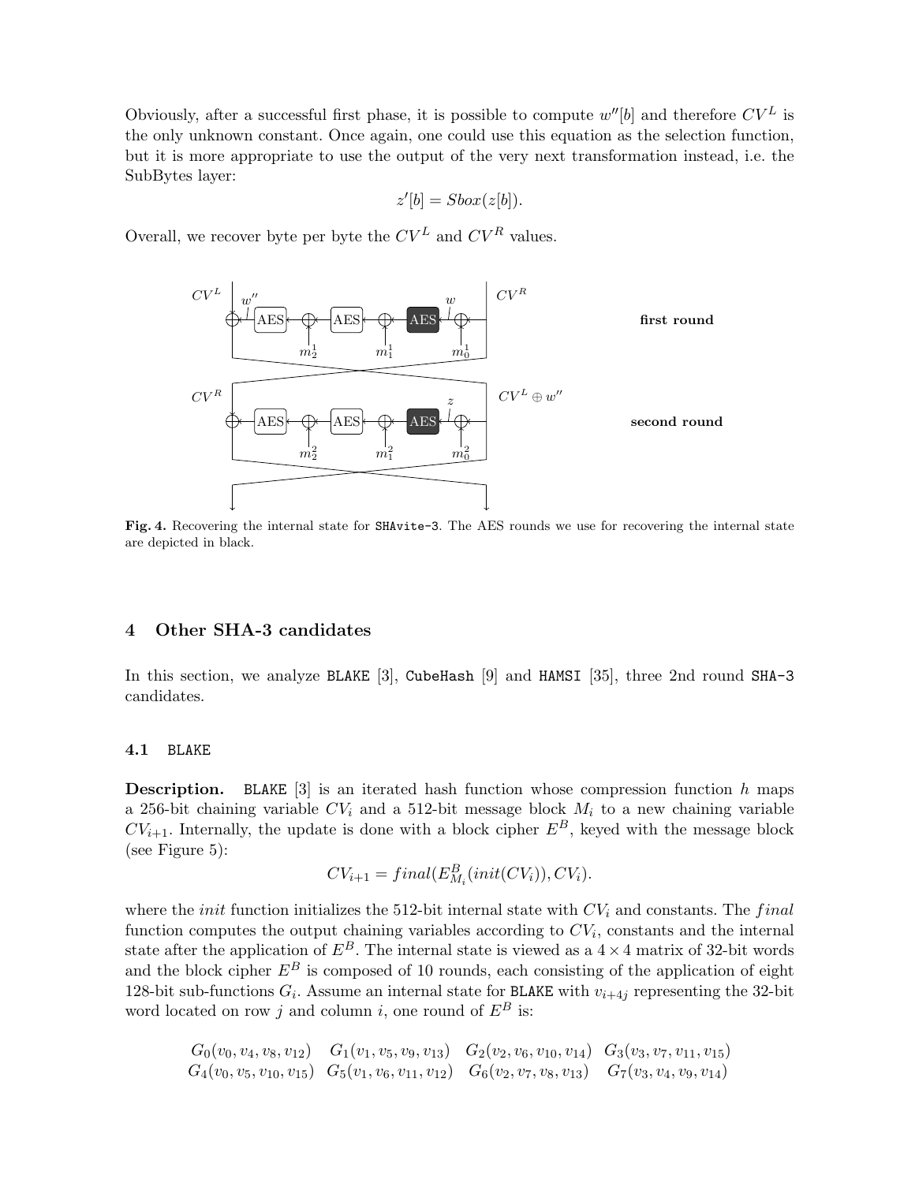Obviously, after a successful first phase, it is possible to compute $w''[b]$ and therefore $CV^L$ is the only unknown constant. Once again, one could use this equation as the selection function, but it is more appropriate to use the output of the very next transformation instead, i.e. the SubBytes layer:

$$z'[b] = Sbox(z[b]).$$

Overall, we recover byte per byte the $CV^L$ and $CV^R$ values.

**Fig. 4.** Recovering the internal state for SHAvite-3. The AES rounds we use for recovering the internal state are depicted in black.

## 4 Other SHA-3 candidates

In this section, we analyze BLAKE [3], CubeHash [9] and HAMSI [35], three 2nd round SHA-3 candidates.

### 4.1 BLAKE

**Description.** BLAKE [3] is an iterated hash function whose compression function $h$ maps a 256-bit chaining variable $CV_i$ and a 512-bit message block $M_i$ to a new chaining variable $CV_{i+1}$. Internally, the update is done with a block cipher $E^B$, keyed with the message block (see Figure 5):

$$CV_{i+1} = final(E^B_{M_i}(init(CV_i)), CV_i).$$

where the *init* function initializes the 512-bit internal state with $CV_i$ and constants. The *final* function computes the output chaining variables according to $CV_i$, constants and the internal state after the application of $E^B$. The internal state is viewed as a $4 \times 4$ matrix of 32-bit words and the block cipher $E^B$ is composed of 10 rounds, each consisting of the application of eight 128-bit sub-functions $G_i$. Assume an internal state for BLAKE with $v_{i+4j}$ representing the 32-bit word located on row $j$ and column $i$, one round of $E^B$ is:

$$\begin{array}{cccc} G_0(v_0, v_4, v_8, v_{12}) & G_1(v_1, v_5, v_9, v_{13}) & G_2(v_2, v_6, v_{10}, v_{14}) & G_3(v_3, v_7, v_{11}, v_{15}) \\ G_4(v_0, v_5, v_{10}, v_{15}) & G_5(v_1, v_6, v_{11}, v_{12}) & G_6(v_2, v_7, v_8, v_{13}) & G_7(v_3, v_4, v_9, v_{14}) \end{array}$$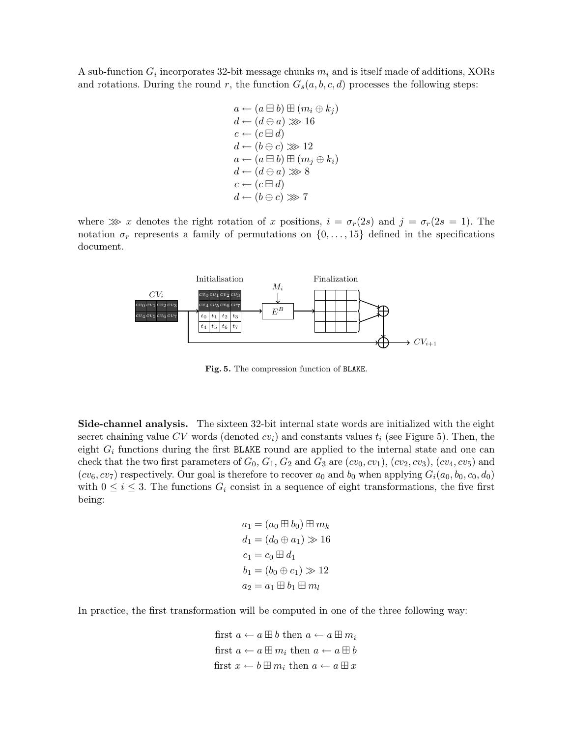A sub-function $G_i$ incorporates 32-bit message chunks $m_i$ and is itself made of additions, XORs and rotations. During the round $r$, the function $G_s(a, b, c, d)$ processes the following steps:

$$
\begin{aligned}
a &\leftarrow (a \boxplus b) \boxplus (m_i \oplus k_j) \\
d &\leftarrow (d \oplus a) \ggg 16 \\
c &\leftarrow (c \boxplus d) \\
d &\leftarrow (b \oplus c) \ggg 12 \\
a &\leftarrow (a \boxplus b) \boxplus (m_j \oplus k_i) \\
d &\leftarrow (d \oplus a) \ggg 8 \\
c &\leftarrow (c \boxplus d) \\
d &\leftarrow (b \oplus c) \ggg 7
\end{aligned}
$$

where $\ggg x$ denotes the right rotation of $x$ positions, $i = \sigma_r(2s)$ and $j = \sigma_r(2s = 1)$. The notation $\sigma_r$ represents a family of permutations on $\{0, \ldots, 15\}$ defined in the specifications document.

**Fig. 5.** The compression function of BLAKE.

**Side-channel analysis.** The sixteen 32-bit internal state words are initialized with the eight secret chaining value $CV$ words (denoted $cv_i$) and constants values $t_i$ (see Figure 5). Then, the eight $G_i$ functions during the first BLAKE round are applied to the internal state and one can check that the two first parameters of $G_0$, $G_1$, $G_2$ and $G_3$ are $(cv_0, cv_1)$, $(cv_2, cv_3)$, $(cv_4, cv_5)$ and $(cv_6, cv_7)$ respectively. Our goal is therefore to recover $a_0$ and $b_0$ when applying $G_i(a_0, b_0, c_0, d_0)$ with $0 \leq i \leq 3$. The functions $G_i$ consist in a sequence of eight transformations, the five first being:

$$
\begin{aligned}
a_1 &= (a_0 \boxplus b_0) \boxplus m_k \\
d_1 &= (d_0 \oplus a_1) \gg 16 \\
c_1 &= c_0 \boxplus d_1 \\
b_1 &= (b_0 \oplus c_1) \gg 12 \\
a_2 &= a_1 \boxplus b_1 \boxplus m_l
\end{aligned}
$$

In practice, the first transformation will be computed in one of the three following way:

$$
\begin{aligned}
&\text{first } a \leftarrow a \boxplus b \text{ then } a \leftarrow a \boxplus m_i \\
&\text{first } a \leftarrow a \boxplus m_i \text{ then } a \leftarrow a \boxplus b \\
&\text{first } x \leftarrow b \boxplus m_i \text{ then } a \leftarrow a \boxplus x
\end{aligned}
$$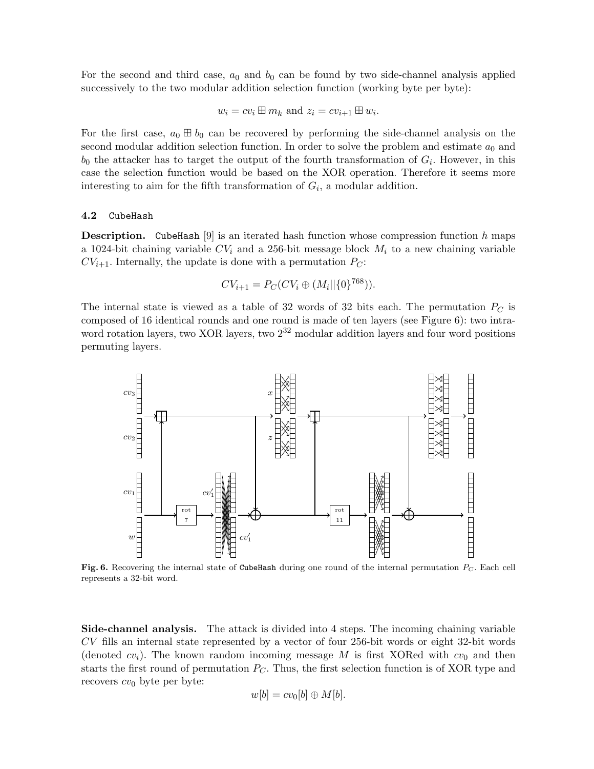For the second and third case, $a_0$ and $b_0$ can be found by two side-channel analysis applied successively to the two modular addition selection function (working byte per byte):

$$w_i = cv_i \boxplus m_k \text{ and } z_i = cv_{i+1} \boxplus w_i.$$

For the first case, $a_0 \boxplus b_0$ can be recovered by performing the side-channel analysis on the second modular addition selection function. In order to solve the problem and estimate $a_0$ and $b_0$ the attacker has to target the output of the fourth transformation of $G_i$. However, in this case the selection function would be based on the XOR operation. Therefore it seems more interesting to aim for the fifth transformation of $G_i$, a modular addition.

### 4.2 CubeHash

**Description.** CubeHash [9] is an iterated hash function whose compression function $h$ maps a 1024-bit chaining variable $CV_i$ and a 256-bit message block $M_i$ to a new chaining variable $CV_{i+1}$. Internally, the update is done with a permutation $P_C$:

$$CV_{i+1} = P_C(CV_i \oplus (M_i || \{0\}^{768})).$$

The internal state is viewed as a table of 32 words of 32 bits each. The permutation $P_C$ is composed of 16 identical rounds and one round is made of ten layers (see Figure 6): two intra-word rotation layers, two XOR layers, two $2^{32}$ modular addition layers and four word positions permuting layers.

**Fig. 6.** Recovering the internal state of CubeHash during one round of the internal permutation $P_C$. Each cell represents a 32-bit word.

**Side-channel analysis.** The attack is divided into 4 steps. The incoming chaining variable $CV$ fills an internal state represented by a vector of four 256-bit words or eight 32-bit words (denoted $cv_i$). The known random incoming message $M$ is first XORed with $cv_0$ and then starts the first round of permutation $P_C$. Thus, the first selection function is of XOR type and recovers $cv_0$ byte per byte:

$$w[b] = cv_0[b] \oplus M[b].$$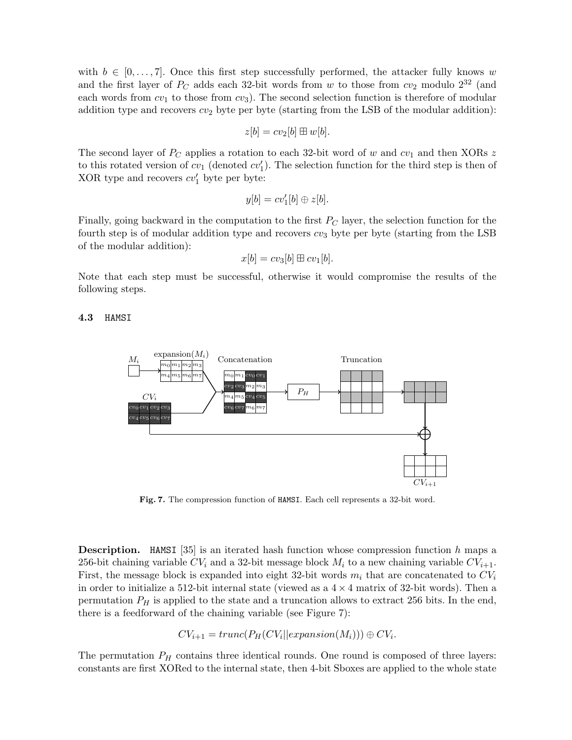with $b \in [0, \ldots, 7]$. Once this first step successfully performed, the attacker fully knows $w$ and the first layer of $P_C$ adds each 32-bit words from $w$ to those from $cv_2$ modulo $2^{32}$ (and each words from $cv_1$ to those from $cv_3$). The second selection function is therefore of modular addition type and recovers $cv_2$ byte per byte (starting from the LSB of the modular addition):

$$z[b] = cv_2[b] \boxplus w[b].$$

The second layer of $P_C$ applies a rotation to each 32-bit word of $w$ and $cv_1$ and then XORs $z$ to this rotated version of $cv_1$ (denoted $cv_1'$). The selection function for the third step is then of XOR type and recovers $cv_1'$ byte per byte:

$$y[b] = cv_1'[b] \oplus z[b].$$

Finally, going backward in the computation to the first $P_C$ layer, the selection function for the fourth step is of modular addition type and recovers $cv_3$ byte per byte (starting from the LSB of the modular addition):

$$x[b] = cv_3[b] \boxplus cv_1[b].$$

Note that each step must be successful, otherwise it would compromise the results of the following steps.

### 4.3 HAMSI

**Fig. 7.** The compression function of HAMSI. Each cell represents a 32-bit word.

**Description.** HAMSI [35] is an iterated hash function whose compression function $h$ maps a 256-bit chaining variable $CV_i$ and a 32-bit message block $M_i$ to a new chaining variable $CV_{i+1}$. First, the message block is expanded into eight 32-bit words $m_i$ that are concatenated to $CV_i$ in order to initialize a 512-bit internal state (viewed as a $4 \times 4$ matrix of 32-bit words). Then a permutation $P_H$ is applied to the state and a truncation allows to extract 256 bits. In the end, there is a feedforward of the chaining variable (see Figure 7):

$$CV_{i+1} = trunc(P_H(CV_i || expansion(M_i))) \oplus CV_i.$$

The permutation $P_H$ contains three identical rounds. One round is composed of three layers: constants are first XORed to the internal state, then 4-bit Sboxes are applied to the whole state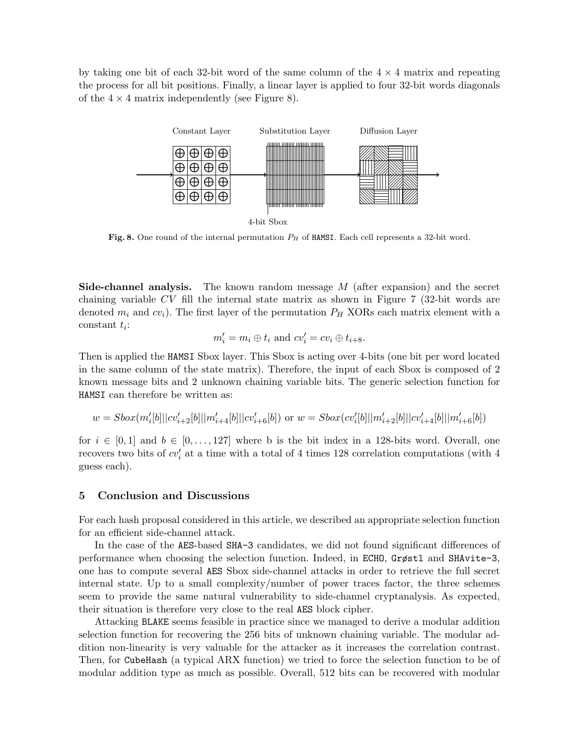by taking one bit of each 32-bit word of the same column of the $4 \times 4$ matrix and repeating the process for all bit positions. Finally, a linear layer is applied to four 32-bit words diagonals of the $4 \times 4$ matrix independently (see Figure 8).

**Fig. 8.** One round of the internal permutation $P_H$ of HAMSI. Each cell represents a 32-bit word.

**Side-channel analysis.** The known random message $M$ (after expansion) and the secret chaining variable $CV$ fill the internal state matrix as shown in Figure 7 (32-bit words are denoted $m_i$ and $cv_i$). The first layer of the permutation $P_H$ XORs each matrix element with a constant $t_i$:

$$m'_i = m_i \oplus t_i \text{ and } cv'_i = cv_i \oplus t_{i+8}.$$

Then is applied the HAMSI Sbox layer. This Sbox is acting over 4-bits (one bit per word located in the same column of the state matrix). Therefore, the input of each Sbox is composed of 2 known message bits and 2 unknown chaining variable bits. The generic selection function for HAMSI can therefore be written as:

$$w = Sbox(m'_i[b]||cv'_{i+2}[b]||m'_{i+4}[b]||cv'_{i+6}[b]) \text{ or } w = Sbox(cv'_i[b]||m'_{i+2}[b]||cv'_{i+4}[b]||m'_{i+6}[b])$$

for $i \in [0, 1]$ and $b \in [0, \ldots, 127]$ where b is the bit index in a 128-bits word. Overall, one recovers two bits of $cv'_i$ at a time with a total of 4 times 128 correlation computations (with 4 guess each).

## 5 Conclusion and Discussions

For each hash proposal considered in this article, we described an appropriate selection function for an efficient side-channel attack.

In the case of the AES-based SHA-3 candidates, we did not found significant differences of performance when choosing the selection function. Indeed, in ECHO, Grøstl and SHAvite-3, one has to compute several AES Sbox side-channel attacks in order to retrieve the full secret internal state. Up to a small complexity/number of power traces factor, the three schemes seem to provide the same natural vulnerability to side-channel cryptanalysis. As expected, their situation is therefore very close to the real AES block cipher.

Attacking BLAKE seems feasible in practice since we managed to derive a modular addition selection function for recovering the 256 bits of unknown chaining variable. The modular addition non-linearity is very valuable for the attacker as it increases the correlation contrast. Then, for CubeHash (a typical ARX function) we tried to force the selection function to be of modular addition type as much as possible. Overall, 512 bits can be recovered with modular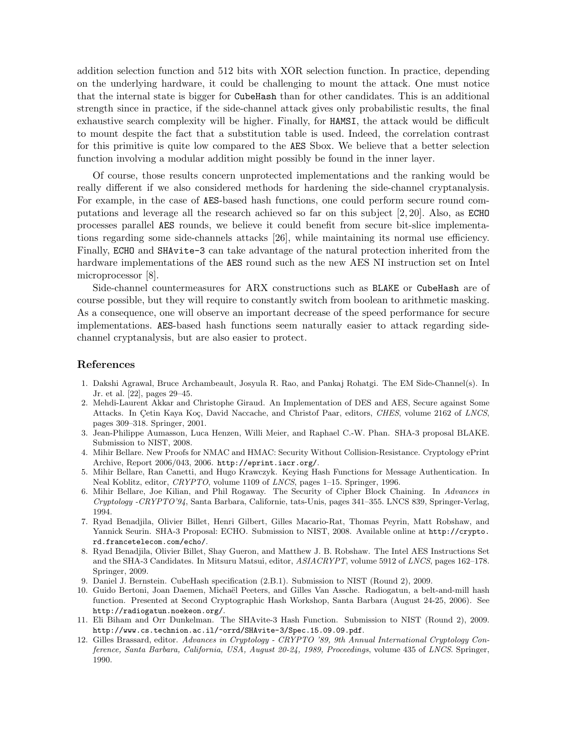addition selection function and 512 bits with XOR selection function. In practice, depending on the underlying hardware, it could be challenging to mount the attack. One must notice that the internal state is bigger for CubeHash than for other candidates. This is an additional strength since in practice, if the side-channel attack gives only probabilistic results, the final exhaustive search complexity will be higher. Finally, for HAMSI, the attack would be difficult to mount despite the fact that a substitution table is used. Indeed, the correlation contrast for this primitive is quite low compared to the AES Sbox. We believe that a better selection function involving a modular addition might possibly be found in the inner layer.

Of course, those results concern unprotected implementations and the ranking would be really different if we also considered methods for hardening the side-channel cryptanalysis. For example, in the case of AES-based hash functions, one could perform secure round computations and leverage all the research achieved so far on this subject [2, 20]. Also, as ECHO processes parallel AES rounds, we believe it could benefit from secure bit-slice implementations regarding some side-channels attacks [26], while maintaining its normal use efficiency. Finally, ECHO and SHAvite-3 can take advantage of the natural protection inherited from the hardware implementations of the AES round such as the new AES NI instruction set on Intel microprocessor [8].

Side-channel countermeasures for ARX constructions such as BLAKE or CubeHash are of course possible, but they will require to constantly switch from boolean to arithmetic masking. As a consequence, one will observe an important decrease of the speed performance for secure implementations. AES-based hash functions seem naturally easier to attack regarding side-channel cryptanalysis, but are also easier to protect.

## References

1. Dakshi Agrawal, Bruce Archambeault, Josyula R. Rao, and Pankaj Rohatgi. The EM Side-Channel(s). In Jr. et al. [22], pages 29–45.
2. Mehdi-Laurent Akkar and Christophe Giraud. An Implementation of DES and AES, Secure against Some Attacks. In Çetin Kaya Koç, David Naccache, and Christof Paar, editors, *CHES*, volume 2162 of *LNCS*, pages 309–318. Springer, 2001.
3. Jean-Philippe Aumasson, Luca Henzen, Willi Meier, and Raphael C.-W. Phan. SHA-3 proposal BLAKE. Submission to NIST, 2008.
4. Mihir Bellare. New Proofs for NMAC and HMAC: Security Without Collision-Resistance. Cryptology ePrint Archive, Report 2006/043, 2006. http://eprint.iacr.org/.
5. Mihir Bellare, Ran Canetti, and Hugo Krawczyk. Keying Hash Functions for Message Authentication. In Neal Koblitz, editor, *CRYPTO*, volume 1109 of *LNCS*, pages 1–15. Springer, 1996.
6. Mihir Bellare, Joe Kilian, and Phil Rogaway. The Security of Cipher Block Chaining. In *Advances in Cryptology -CRYPTO'94*, Santa Barbara, Californie, tats-Unis, pages 341–355. LNCS 839, Springer-Verlag, 1994.
7. Ryad Benadjila, Olivier Billet, Henri Gilbert, Gilles Macario-Rat, Thomas Peyrin, Matt Robshaw, and Yannick Seurin. SHA-3 Proposal: ECHO. Submission to NIST, 2008. Available online at http://crypto.rd.francetelecom.com/echo/.
8. Ryad Benadjila, Olivier Billet, Shay Gueron, and Matthew J. B. Robshaw. The Intel AES Instructions Set and the SHA-3 Candidates. In Mitsuru Matsui, editor, *ASIACRYPT*, volume 5912 of *LNCS*, pages 162–178. Springer, 2009.
9. Daniel J. Bernstein. CubeHash specification (2.B.1). Submission to NIST (Round 2), 2009.
10. Guido Bertoni, Joan Daemen, Michaël Peeters, and Gilles Van Assche. Radiogatun, a belt-and-mill hash function. Presented at Second Cryptographic Hash Workshop, Santa Barbara (August 24-25, 2006). See http://radiogatun.noekeon.org/.
11. Eli Biham and Orr Dunkelman. The SHAvite-3 Hash Function. Submission to NIST (Round 2), 2009. http://www.cs.technion.ac.il/~orrd/SHAvite-3/Spec.15.09.09.pdf.
12. Gilles Brassard, editor. *Advances in Cryptology - CRYPTO '89, 9th Annual International Cryptology Conference, Santa Barbara, California, USA, August 20-24, 1989, Proceedings*, volume 435 of *LNCS*. Springer, 1990.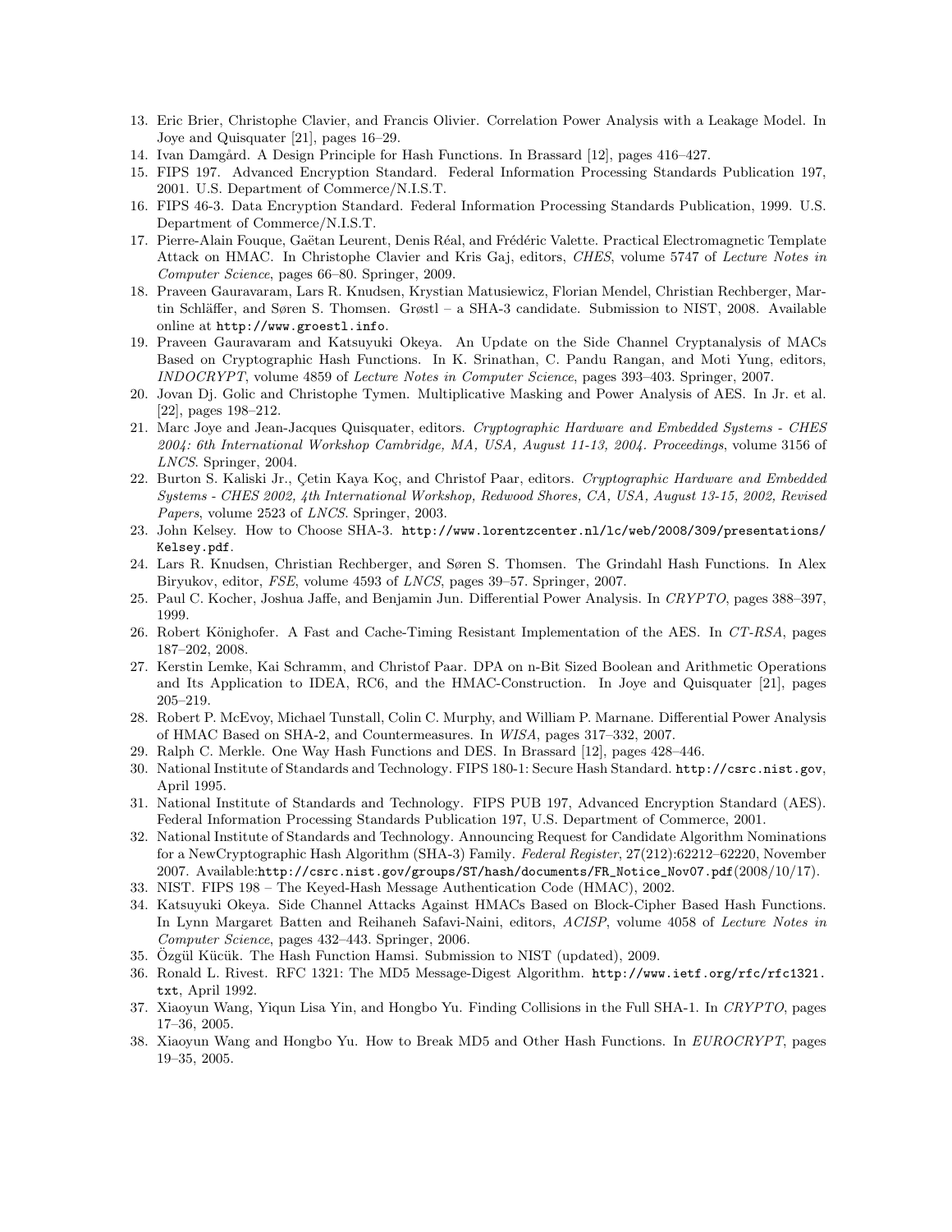13. Eric Brier, Christophe Clavier, and Francis Olivier. Correlation Power Analysis with a Leakage Model. In Joye and Quisquater [21], pages 16–29.
14. Ivan Damgård. A Design Principle for Hash Functions. In Brassard [12], pages 416–427.
15. FIPS 197. Advanced Encryption Standard. Federal Information Processing Standards Publication 197, 2001. U.S. Department of Commerce/N.I.S.T.
16. FIPS 46-3. Data Encryption Standard. Federal Information Processing Standards Publication, 1999. U.S. Department of Commerce/N.I.S.T.
17. Pierre-Alain Fouque, Gaëtan Leurent, Denis Réal, and Frédéric Valette. Practical Electromagnetic Template Attack on HMAC. In Christophe Clavier and Kris Gaj, editors, *CHES*, volume 5747 of *Lecture Notes in Computer Science*, pages 66–80. Springer, 2009.
18. Praveen Gauravaram, Lars R. Knudsen, Krystian Matusiewicz, Florian Mendel, Christian Rechberger, Martin Schläffer, and Søren S. Thomsen. Grøstl – a SHA-3 candidate. Submission to NIST, 2008. Available online at `http://www.groestl.info`.
19. Praveen Gauravaram and Katsuyuki Okeya. An Update on the Side Channel Cryptanalysis of MACs Based on Cryptographic Hash Functions. In K. Srinathan, C. Pandu Rangan, and Moti Yung, editors, *INDOCRYPT*, volume 4859 of *Lecture Notes in Computer Science*, pages 393–403. Springer, 2007.
20. Jovan Dj. Golic and Christophe Tymen. Multiplicative Masking and Power Analysis of AES. In Jr. et al. [22], pages 198–212.
21. Marc Joye and Jean-Jacques Quisquater, editors. *Cryptographic Hardware and Embedded Systems - CHES 2004: 6th International Workshop Cambridge, MA, USA, August 11-13, 2004. Proceedings*, volume 3156 of *LNCS*. Springer, 2004.
22. Burton S. Kaliski Jr., Çetin Kaya Koç, and Christof Paar, editors. *Cryptographic Hardware and Embedded Systems - CHES 2002, 4th International Workshop, Redwood Shores, CA, USA, August 13-15, 2002, Revised Papers*, volume 2523 of *LNCS*. Springer, 2003.
23. John Kelsey. How to Choose SHA-3. `http://www.lorentzcenter.nl/lc/web/2008/309/presentations/Kelsey.pdf`.
24. Lars R. Knudsen, Christian Rechberger, and Søren S. Thomsen. The Grindahl Hash Functions. In Alex Biryukov, editor, *FSE*, volume 4593 of *LNCS*, pages 39–57. Springer, 2007.
25. Paul C. Kocher, Joshua Jaffe, and Benjamin Jun. Differential Power Analysis. In *CRYPTO*, pages 388–397, 1999.
26. Robert Könighofer. A Fast and Cache-Timing Resistant Implementation of the AES. In *CT-RSA*, pages 187–202, 2008.
27. Kerstin Lemke, Kai Schramm, and Christof Paar. DPA on n-Bit Sized Boolean and Arithmetic Operations and Its Application to IDEA, RC6, and the HMAC-Construction. In Joye and Quisquater [21], pages 205–219.
28. Robert P. McEvoy, Michael Tunstall, Colin C. Murphy, and William P. Marnane. Differential Power Analysis of HMAC Based on SHA-2, and Countermeasures. In *WISA*, pages 317–332, 2007.
29. Ralph C. Merkle. One Way Hash Functions and DES. In Brassard [12], pages 428–446.
30. National Institute of Standards and Technology. FIPS 180-1: Secure Hash Standard. `http://csrc.nist.gov`, April 1995.
31. National Institute of Standards and Technology. FIPS PUB 197, Advanced Encryption Standard (AES). Federal Information Processing Standards Publication 197, U.S. Department of Commerce, 2001.
32. National Institute of Standards and Technology. Announcing Request for Candidate Algorithm Nominations for a NewCryptographic Hash Algorithm (SHA-3) Family. *Federal Register*, 27(212):62212–62220, November 2007. Available:`http://csrc.nist.gov/groups/ST/hash/documents/FR_Notice_Nov07.pdf`(2008/10/17).
33. NIST. FIPS 198 – The Keyed-Hash Message Authentication Code (HMAC), 2002.
34. Katsuyuki Okeya. Side Channel Attacks Against HMACs Based on Block-Cipher Based Hash Functions. In Lynn Margaret Batten and Reihaneh Safavi-Naini, editors, *ACISP*, volume 4058 of *Lecture Notes in Computer Science*, pages 432–443. Springer, 2006.
35. Özgül Kücük. The Hash Function Hamsi. Submission to NIST (updated), 2009.
36. Ronald L. Rivest. RFC 1321: The MD5 Message-Digest Algorithm. `http://www.ietf.org/rfc/rfc1321.txt`, April 1992.
37. Xiaoyun Wang, Yiqun Lisa Yin, and Hongbo Yu. Finding Collisions in the Full SHA-1. In *CRYPTO*, pages 17–36, 2005.
38. Xiaoyun Wang and Hongbo Yu. How to Break MD5 and Other Hash Functions. In *EUROCRYPT*, pages 19–35, 2005.